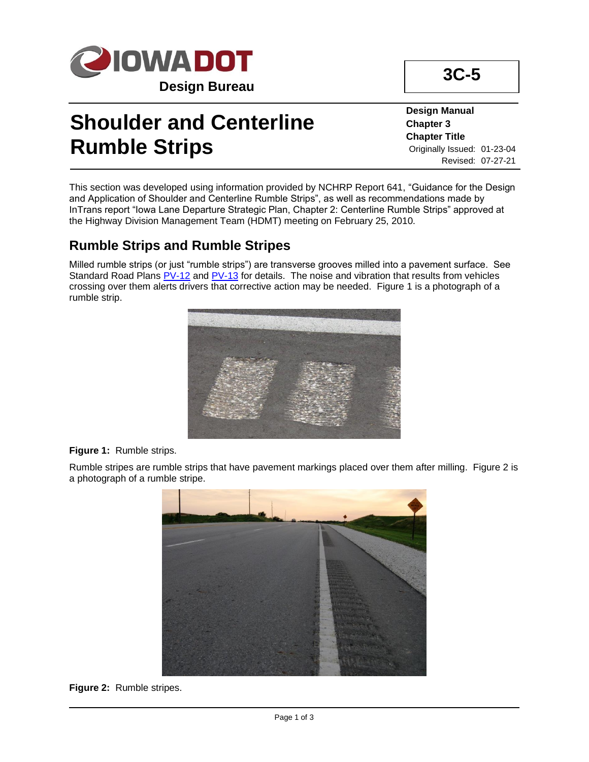**Design Bureau**

# 3C-5

# Shoulder and Centerline Rumble Strips

**Design Manual**
**Chapter 3**
**Chapter Title**
Originally Issued: 01-23-04
Revised: 07-27-21

This section was developed using information provided by NCHRP Report 641, "Guidance for the Design and Application of Shoulder and Centerline Rumble Strips", as well as recommendations made by InTrans report "Iowa Lane Departure Strategic Plan, Chapter 2: Centerline Rumble Strips" approved at the Highway Division Management Team (HDMT) meeting on February 25, 2010.

## Rumble Strips and Rumble Stripes

Milled rumble strips (or just "rumble strips") are transverse grooves milled into a pavement surface. See Standard Road Plans PV-12 and PV-13 for details. The noise and vibration that results from vehicles crossing over them alerts drivers that corrective action may be needed. Figure 1 is a photograph of a rumble strip.

**Figure 1:** Rumble strips.

Rumble stripes are rumble strips that have pavement markings placed over them after milling. Figure 2 is a photograph of a rumble stripe.

**Figure 2:** Rumble stripes.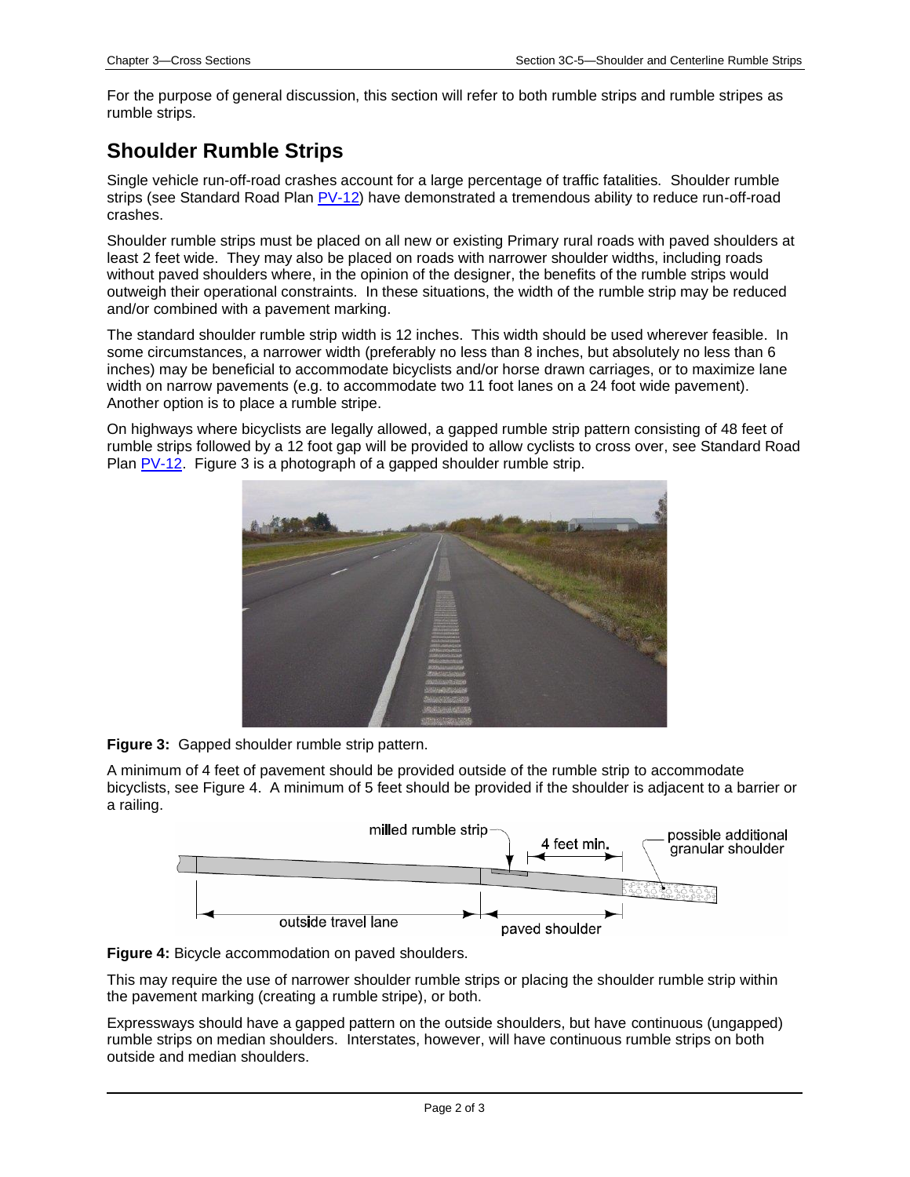For the purpose of general discussion, this section will refer to both rumble strips and rumble stripes as rumble strips.

## Shoulder Rumble Strips

Single vehicle run-off-road crashes account for a large percentage of traffic fatalities. Shoulder rumble strips (see Standard Road Plan PV-12) have demonstrated a tremendous ability to reduce run-off-road crashes.

Shoulder rumble strips must be placed on all new or existing Primary rural roads with paved shoulders at least 2 feet wide. They may also be placed on roads with narrower shoulder widths, including roads without paved shoulders where, in the opinion of the designer, the benefits of the rumble strips would outweigh their operational constraints. In these situations, the width of the rumble strip may be reduced and/or combined with a pavement marking.

The standard shoulder rumble strip width is 12 inches. This width should be used wherever feasible. In some circumstances, a narrower width (preferably no less than 8 inches, but absolutely no less than 6 inches) may be beneficial to accommodate bicyclists and/or horse drawn carriages, or to maximize lane width on narrow pavements (e.g. to accommodate two 11 foot lanes on a 24 foot wide pavement). Another option is to place a rumble stripe.

On highways where bicyclists are legally allowed, a gapped rumble strip pattern consisting of 48 feet of rumble strips followed by a 12 foot gap will be provided to allow cyclists to cross over, see Standard Road Plan PV-12. Figure 3 is a photograph of a gapped shoulder rumble strip.

**Figure 3:** Gapped shoulder rumble strip pattern.

A minimum of 4 feet of pavement should be provided outside of the rumble strip to accommodate bicyclists, see Figure 4. A minimum of 5 feet should be provided if the shoulder is adjacent to a barrier or a railing.

**Figure 4:** Bicycle accommodation on paved shoulders.

This may require the use of narrower shoulder rumble strips or placing the shoulder rumble strip within the pavement marking (creating a rumble stripe), or both.

Expressways should have a gapped pattern on the outside shoulders, but have continuous (ungapped) rumble strips on median shoulders. Interstates, however, will have continuous rumble strips on both outside and median shoulders.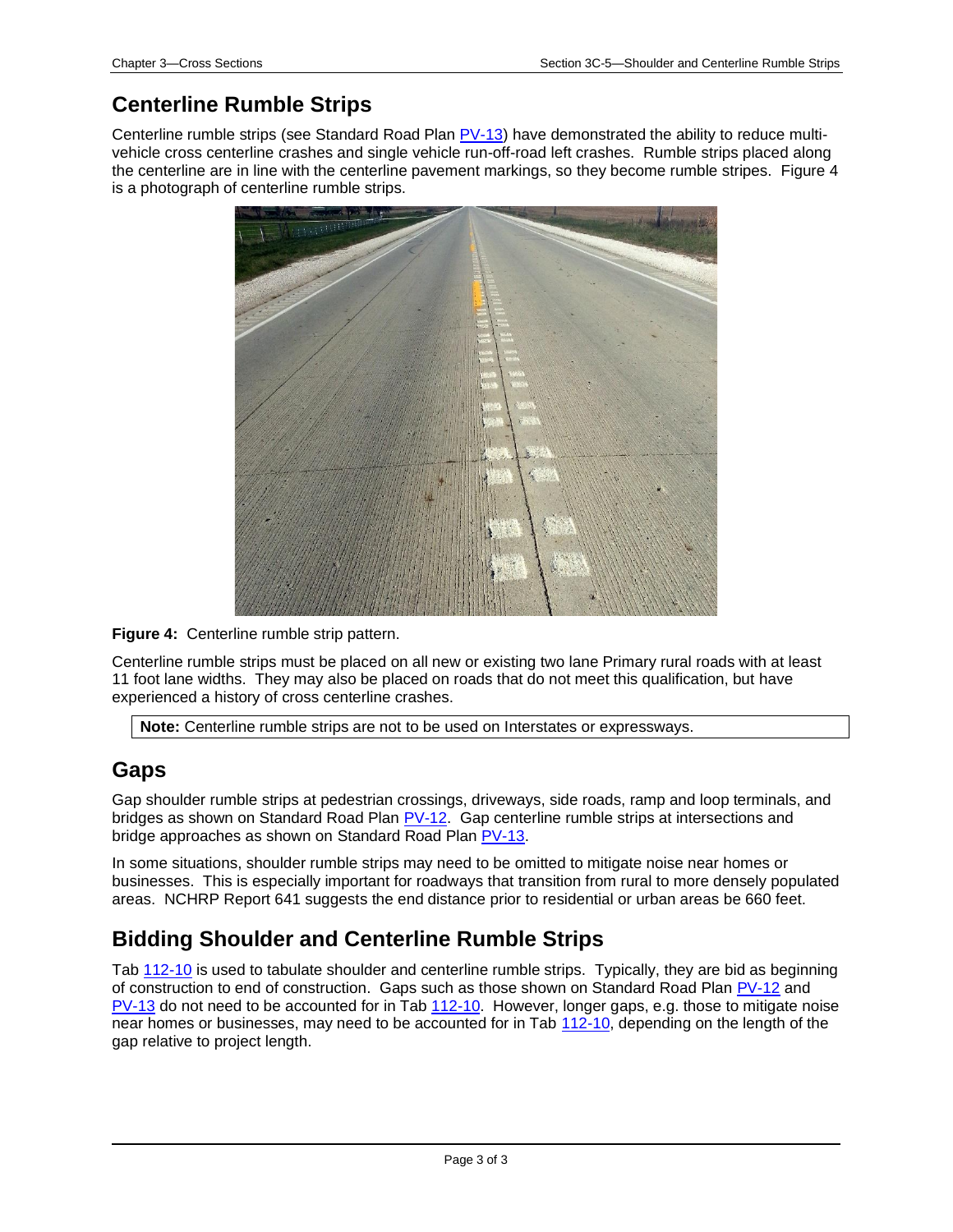## Centerline Rumble Strips

Centerline rumble strips (see Standard Road Plan PV-13) have demonstrated the ability to reduce multi-vehicle cross centerline crashes and single vehicle run-off-road left crashes. Rumble strips placed along the centerline are in line with the centerline pavement markings, so they become rumble stripes. Figure 4 is a photograph of centerline rumble strips.

**Figure 4:** Centerline rumble strip pattern.

Centerline rumble strips must be placed on all new or existing two lane Primary rural roads with at least 11 foot lane widths. They may also be placed on roads that do not meet this qualification, but have experienced a history of cross centerline crashes.

**Note:** Centerline rumble strips are not to be used on Interstates or expressways.

## Gaps

Gap shoulder rumble strips at pedestrian crossings, driveways, side roads, ramp and loop terminals, and bridges as shown on Standard Road Plan PV-12. Gap centerline rumble strips at intersections and bridge approaches as shown on Standard Road Plan PV-13.

In some situations, shoulder rumble strips may need to be omitted to mitigate noise near homes or businesses. This is especially important for roadways that transition from rural to more densely populated areas. NCHRP Report 641 suggests the end distance prior to residential or urban areas be 660 feet.

## Bidding Shoulder and Centerline Rumble Strips

Tab 112-10 is used to tabulate shoulder and centerline rumble strips. Typically, they are bid as beginning of construction to end of construction. Gaps such as those shown on Standard Road Plan PV-12 and PV-13 do not need to be accounted for in Tab 112-10. However, longer gaps, e.g. those to mitigate noise near homes or businesses, may need to be accounted for in Tab 112-10, depending on the length of the gap relative to project length.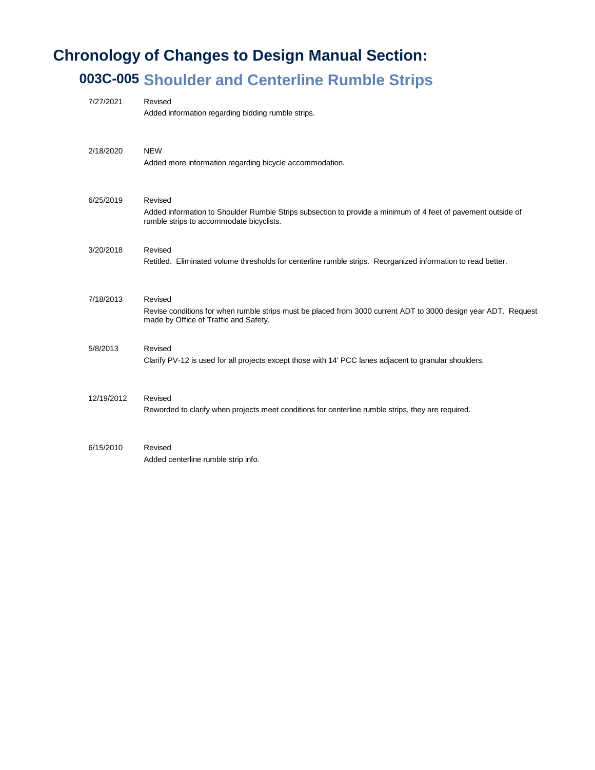# Chronology of Changes to Design Manual Section:

## 003C-005 Shoulder and Centerline Rumble Strips

7/27/2021 Revised

Added information regarding bidding rumble strips.

2/18/2020 NEW

Added more information regarding bicycle accommodation.

6/25/2019 Revised

Added information to Shoulder Rumble Strips subsection to provide a minimum of 4 feet of pavement outside of rumble strips to accommodate bicyclists.

3/20/2018 Revised

Retitled. Eliminated volume thresholds for centerline rumble strips. Reorganized information to read better.

7/18/2013 Revised

Revise conditions for when rumble strips must be placed from 3000 current ADT to 3000 design year ADT. Request made by Office of Traffic and Safety.

5/8/2013 Revised

Clarify PV-12 is used for all projects except those with 14' PCC lanes adjacent to granular shoulders.

12/19/2012 Revised

Reworded to clarify when projects meet conditions for centerline rumble strips, they are required.

6/15/2010 Revised

Added centerline rumble strip info.